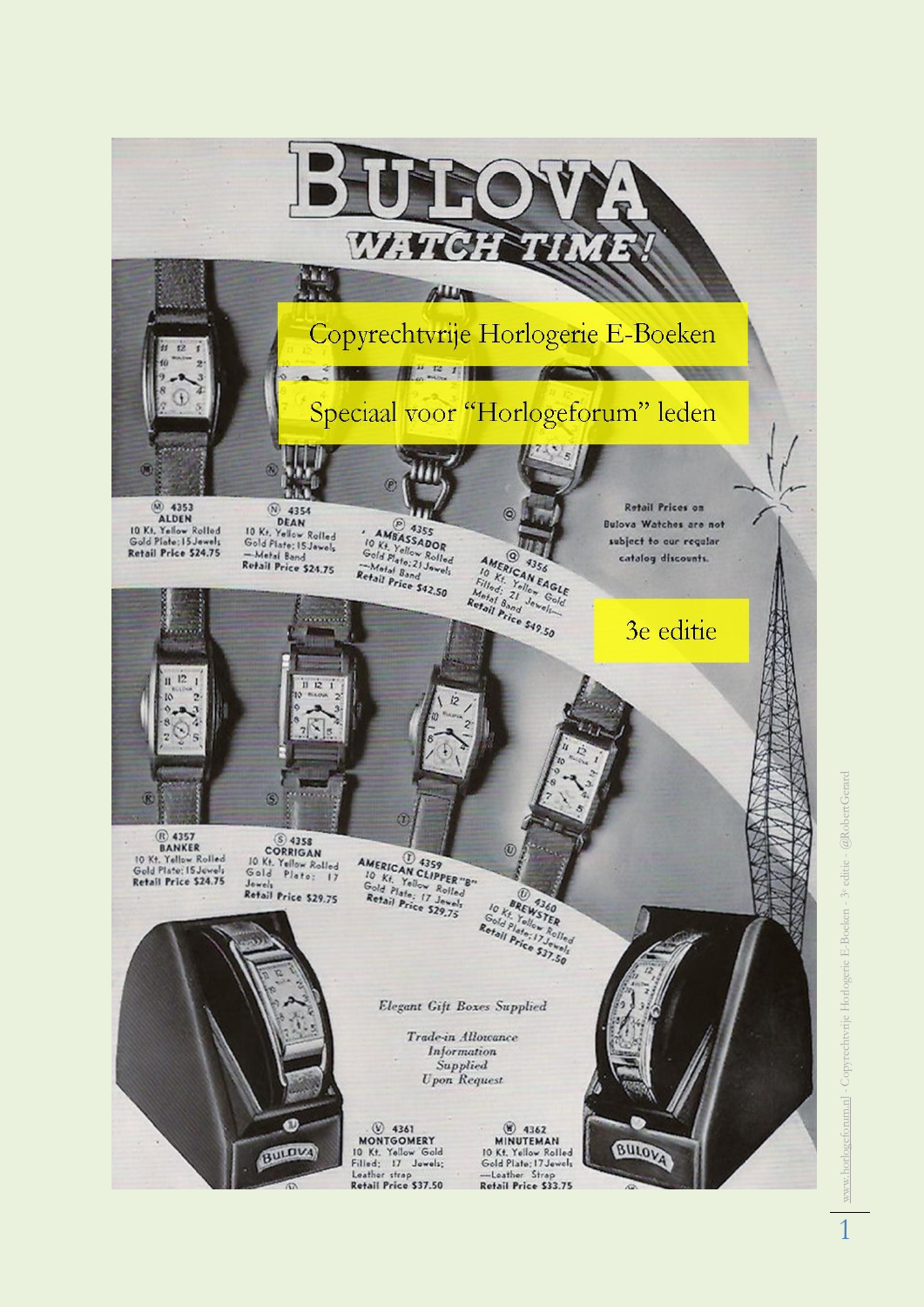Copyrechtvrije Horlogerie E-Boeken

Speciaal voor "Horlogeforum" leden

3e editie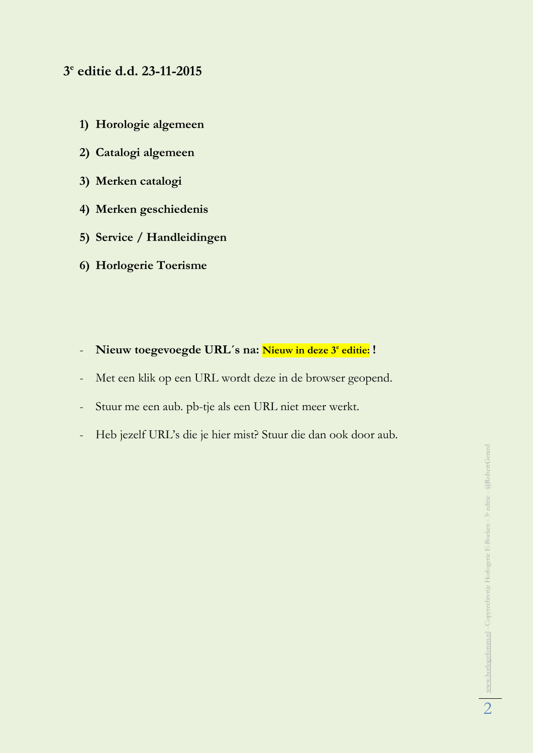**3e editie d.d. 23-11-2015**

1) **Horologie algemeen**
2) **Catalogi algemeen**
3) **Merken catalogi**
4) **Merken geschiedenis**
5) **Service / Handleidingen**
6) **Horlogerie Toerisme**

- **Nieuw toegevoegde URL´s na: Nieuw in deze 3e editie: !**
- Met een klik op een URL wordt deze in de browser geopend.
- Stuur me een aub. pb-tje als een URL niet meer werkt.
- Heb jezelf URL's die je hier mist? Stuur die dan ook door aub.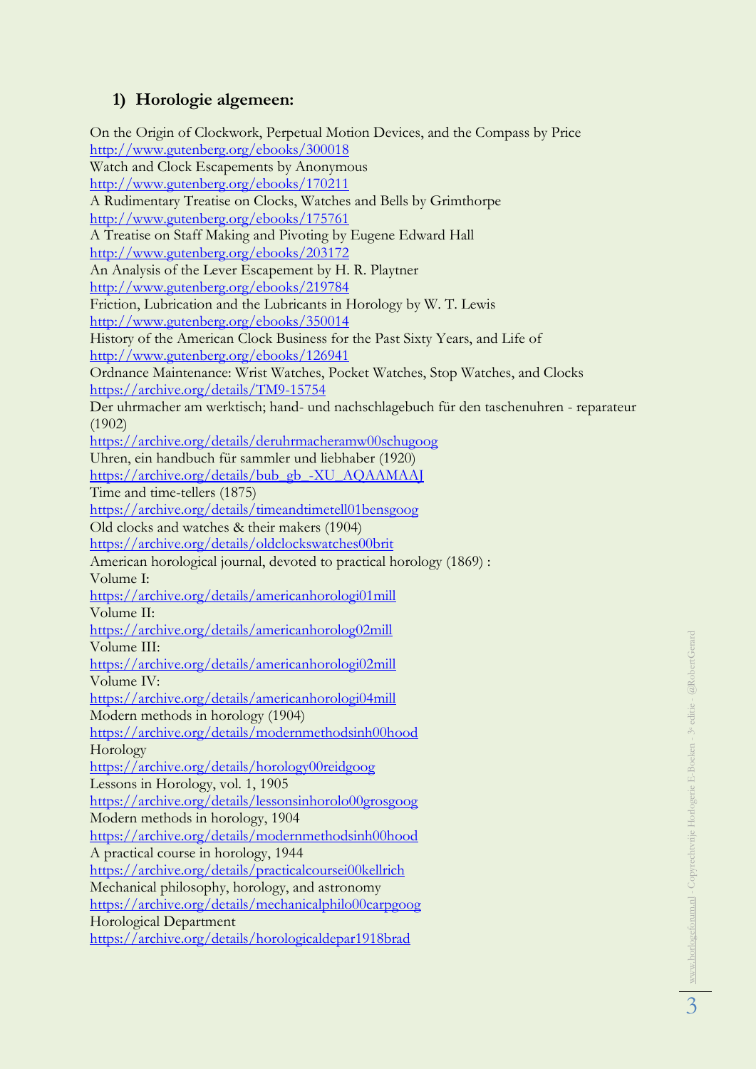## 1) Horologie algemeen:

On the Origin of Clockwork, Perpetual Motion Devices, and the Compass by Price
http://www.gutenberg.org/ebooks/300018
Watch and Clock Escapements by Anonymous
http://www.gutenberg.org/ebooks/170211
A Rudimentary Treatise on Clocks, Watches and Bells by Grimthorpe
http://www.gutenberg.org/ebooks/175761
A Treatise on Staff Making and Pivoting by Eugene Edward Hall
http://www.gutenberg.org/ebooks/203172
An Analysis of the Lever Escapement by H. R. Playtner
http://www.gutenberg.org/ebooks/219784
Friction, Lubrication and the Lubricants in Horology by W. T. Lewis
http://www.gutenberg.org/ebooks/350014
History of the American Clock Business for the Past Sixty Years, and Life of
http://www.gutenberg.org/ebooks/126941
Ordnance Maintenance: Wrist Watches, Pocket Watches, Stop Watches, and Clocks
https://archive.org/details/TM9-15754
Der uhrmacher am werktisch; hand- und nachschlagebuch für den taschenuhren - reparateur (1902)
https://archive.org/details/deruhrmacheramw00schugoog
Uhren, ein handbuch für sammler und liebhaber (1920)
https://archive.org/details/bub_gb_-XU_AQAAMAAJ
Time and time-tellers (1875)
https://archive.org/details/timeandtimetell01bensgoog
Old clocks and watches & their makers (1904)
https://archive.org/details/oldclockswatches00brit
American horological journal, devoted to practical horology (1869) :
Volume I:
https://archive.org/details/americanhorologi01mill
Volume II:
https://archive.org/details/americanhorolog02mill
Volume III:
https://archive.org/details/americanhorologi02mill
Volume IV:
https://archive.org/details/americanhorologi04mill
Modern methods in horology (1904)
https://archive.org/details/modernmethodsinh00hood
Horology
https://archive.org/details/horology00reidgoog
Lessons in Horology, vol. 1, 1905
https://archive.org/details/lessonsinhorolo00grosgoog
Modern methods in horology, 1904
https://archive.org/details/modernmethodsinh00hood
A practical course in horology, 1944
https://archive.org/details/practicalcoursei00kellrich
Mechanical philosophy, horology, and astronomy
https://archive.org/details/mechanicalphilo00carpgoog
Horological Department
https://archive.org/details/horologicaldepar1918brad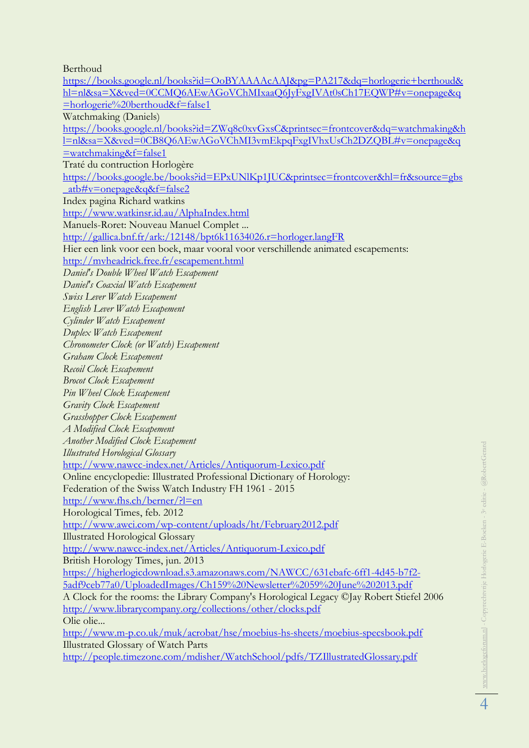Berthoud

https://books.google.nl/books?id=OoBYAAAAcAAJ&pg=PA217&dq=horlogerie+berthoud&hl=nl&sa=X&ved=0CCMQ6AEwAGoVChMIxaaQ6JyFxgIVAt0sCh17EQWP#v=onepage&q=horlogerie%20berthoud&f=false1

Watchmaking (Daniels)

https://books.google.nl/books?id=ZWq8c0xvGxsC&printsec=frontcover&dq=watchmaking&hl=nl&sa=X&ved=0CB8Q6AEwAGoVChMI3vmEkpqFxgIVhxUsCh2DZQBL#v=onepage&q=watchmaking&f=false1

Traté du contruction Horlogère

https://books.google.be/books?id=EPxUNlKp1JUC&printsec=frontcover&hl=fr&source=gbs_atb#v=onepage&q&f=false2

Index pagina Richard watkins

http://www.watkinsr.id.au/AlphaIndex.html

Manuels-Roret: Nouveau Manuel Complet ...

http://gallica.bnf.fr/ark:/12148/bpt6k11634026.r=horloger.langFR

Hier een link voor een boek, maar vooral voor verschillende animated escapements:

http://mvheadrick.free.fr/escapement.html

*Daniel's Double Wheel Watch Escapement*
*Daniel's Coaxial Watch Escapement*
*Swiss Lever Watch Escapement*
*English Lever Watch Escapement*
*Cylinder Watch Escapement*
*Duplex Watch Escapement*
*Chronometer Clock (or Watch) Escapement*
*Graham Clock Escapement*
*Recoil Clock Escapement*
*Brocot Clock Escapement*
*Pin Wheel Clock Escapement*
*Gravity Clock Escapement*
*Grasshopper Clock Escapement*
*A Modified Clock Escapement*
*Another Modified Clock Escapement*
*Illustrated Horological Glossary*

http://www.nawcc-index.net/Articles/Antiquorum-Lexico.pdf

Online encyclopedie: Illustrated Professional Dictionary of Horology:
Federation of the Swiss Watch Industry FH 1961 - 2015

http://www.fhs.ch/berner/?l=en

Horological Times, feb. 2012

http://www.awci.com/wp-content/uploads/ht/February2012.pdf

Illustrated Horological Glossary

http://www.nawcc-index.net/Articles/Antiquorum-Lexico.pdf

British Horology Times, jun. 2013

https://higherlogicdownload.s3.amazonaws.com/NAWCC/631ebafc-6ff1-4d45-b7f2-5adf9ceb77a0/UploadedImages/Ch159%20Newsletter%2059%20June%202013.pdf

A Clock for the rooms: the Library Company's Horological Legacy ©Jay Robert Stiefel 2006

http://www.librarycompany.org/collections/other/clocks.pdf

Olie olie...

http://www.m-p.co.uk/muk/acrobat/hse/moebius-hs-sheets/moebius-specsbook.pdf

Illustrated Glossary of Watch Parts

http://people.timezone.com/mdisher/WatchSchool/pdfs/TZIllustratedGlossary.pdf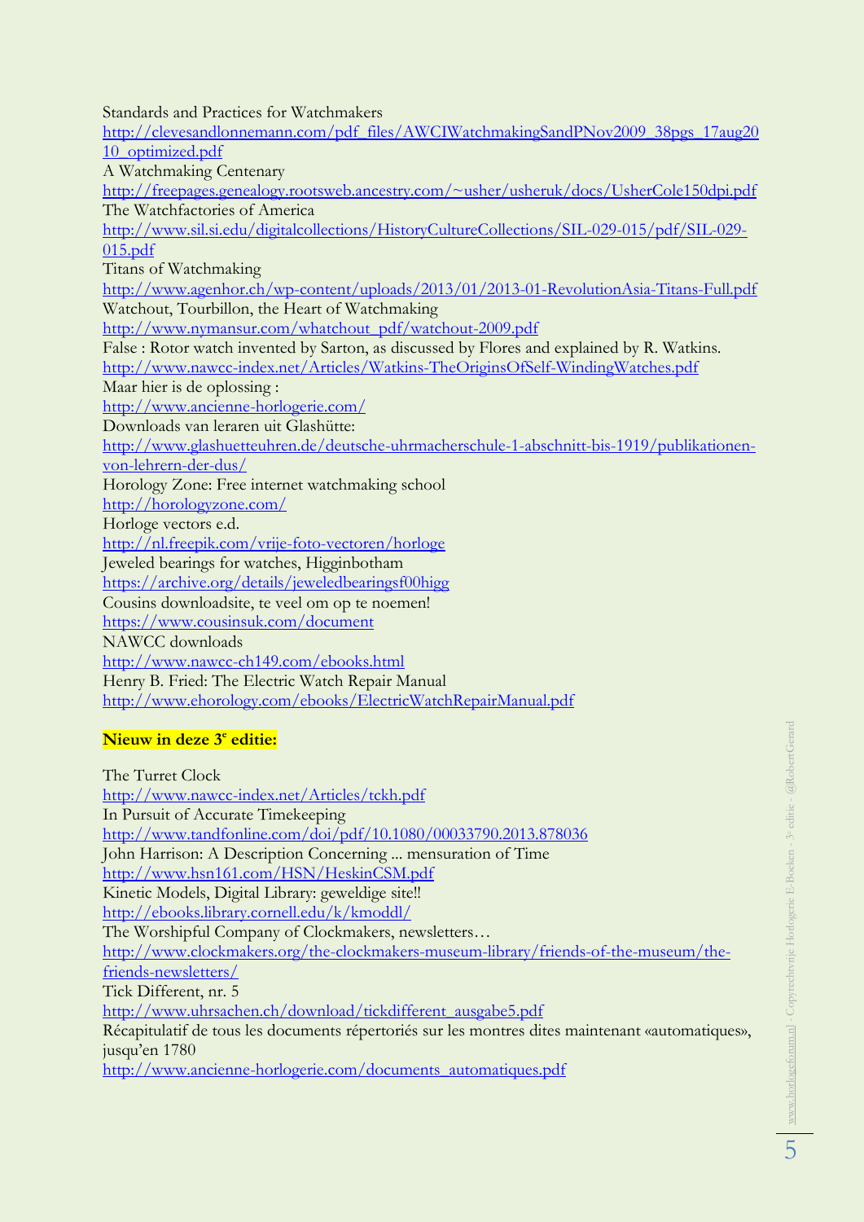Standards and Practices for Watchmakers
http://clevesandlonnemann.com/pdf_files/AWCIWatchmakingSandPNov2009_38pgs_17aug2010_optimized.pdf
A Watchmaking Centenary
http://freepages.genealogy.rootsweb.ancestry.com/~usher/usheruk/docs/UsherCole150dpi.pdf
The Watchfactories of America
http://www.sil.si.edu/digitalcollections/HistoryCultureCollections/SIL-029-015/pdf/SIL-029-015.pdf
Titans of Watchmaking
http://www.agenhor.ch/wp-content/uploads/2013/01/2013-01-RevolutionAsia-Titans-Full.pdf
Watchout, Tourbillon, the Heart of Watchmaking
http://www.nymansur.com/whatchout_pdf/watchout-2009.pdf
False : Rotor watch invented by Sarton, as discussed by Flores and explained by R. Watkins.
http://www.nawcc-index.net/Articles/Watkins-TheOriginsOfSelf-WindingWatches.pdf
Maar hier is de oplossing :
http://www.ancienne-horlogerie.com/
Downloads van leraren uit Glashütte:
http://www.glashuetteuhren.de/deutsche-uhrmacherschule-1-abschnitt-bis-1919/publikationen-von-lehrern-der-dus/
Horology Zone: Free internet watchmaking school
http://horologyzone.com/
Horloge vectors e.d.
http://nl.freepik.com/vrije-foto-vectoren/horloge
Jeweled bearings for watches, Higginbotham
https://archive.org/details/jeweledbearingsf00higg
Cousins downloadsite, te veel om op te noemen!
https://www.cousinsuk.com/document
NAWCC downloads
http://www.nawcc-ch149.com/ebooks.html
Henry B. Fried: The Electric Watch Repair Manual
http://www.ehorology.com/ebooks/ElectricWatchRepairManual.pdf

**Nieuw in deze 3e editie:**

The Turret Clock
http://www.nawcc-index.net/Articles/tckh.pdf
In Pursuit of Accurate Timekeeping
http://www.tandfonline.com/doi/pdf/10.1080/00033790.2013.878036
John Harrison: A Description Concerning ... mensuration of Time
http://www.hsn161.com/HSN/HeskinCSM.pdf
Kinetic Models, Digital Library: geweldige site!!
http://ebooks.library.cornell.edu/k/kmoddl/
The Worshipful Company of Clockmakers, newsletters…
http://www.clockmakers.org/the-clockmakers-museum-library/friends-of-the-museum/the-friends-newsletters/
Tick Different, nr. 5
http://www.uhrsachen.ch/download/tickdifferent_ausgabe5.pdf
Récapitulatif de tous les documents répertoriés sur les montres dites maintenant «automatiques», jusqu'en 1780
http://www.ancienne-horlogerie.com/documents_automatiques.pdf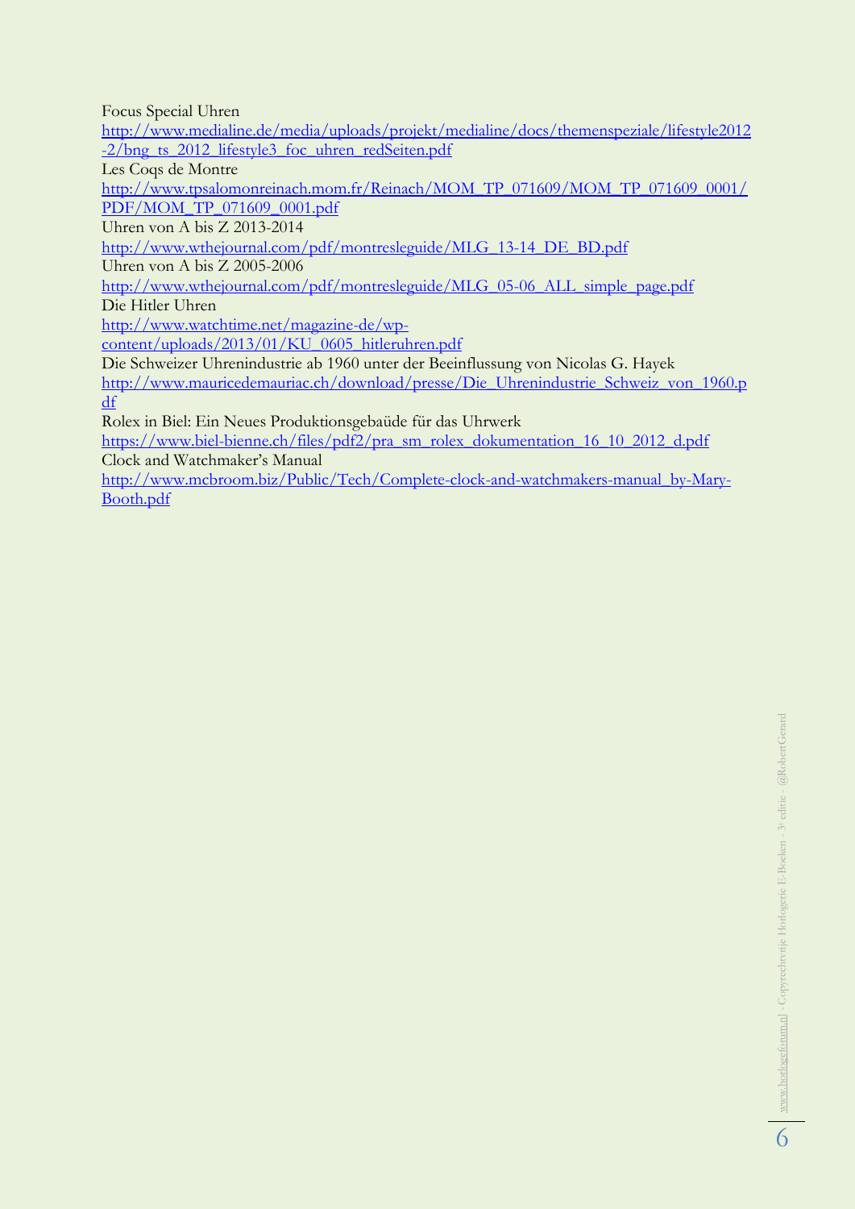Focus Special Uhren

http://www.medialine.de/media/uploads/projekt/medialine/docs/themenspeziale/lifestyle2012-2/bng_ts_2012_lifestyle3_foc_uhren_redSeiten.pdf

Les Coqs de Montre

http://www.tpsalomonreinach.mom.fr/Reinach/MOM_TP_071609/MOM_TP_071609_0001/PDF/MOM_TP_071609_0001.pdf

Uhren von A bis Z 2013-2014

http://www.wthejournal.com/pdf/montresleguide/MLG_13-14_DE_BD.pdf

Uhren von A bis Z 2005-2006

http://www.wthejournal.com/pdf/montresleguide/MLG_05-06_ALL_simple_page.pdf

Die Hitler Uhren

http://www.watchtime.net/magazine-de/wp-content/uploads/2013/01/KU_0605_hitleruhren.pdf

Die Schweizer Uhrenindustrie ab 1960 unter der Beeinflussung von Nicolas G. Hayek

http://www.mauricedemauriac.ch/download/presse/Die_Uhrenindustrie_Schweiz_von_1960.pdf

Rolex in Biel: Ein Neues Produktionsgebaüde für das Uhrwerk

https://www.biel-bienne.ch/files/pdf2/pra_sm_rolex_dokumentation_16_10_2012_d.pdf

Clock and Watchmaker's Manual

http://www.mcbroom.biz/Public/Tech/Complete-clock-and-watchmakers-manual_by-Mary-Booth.pdf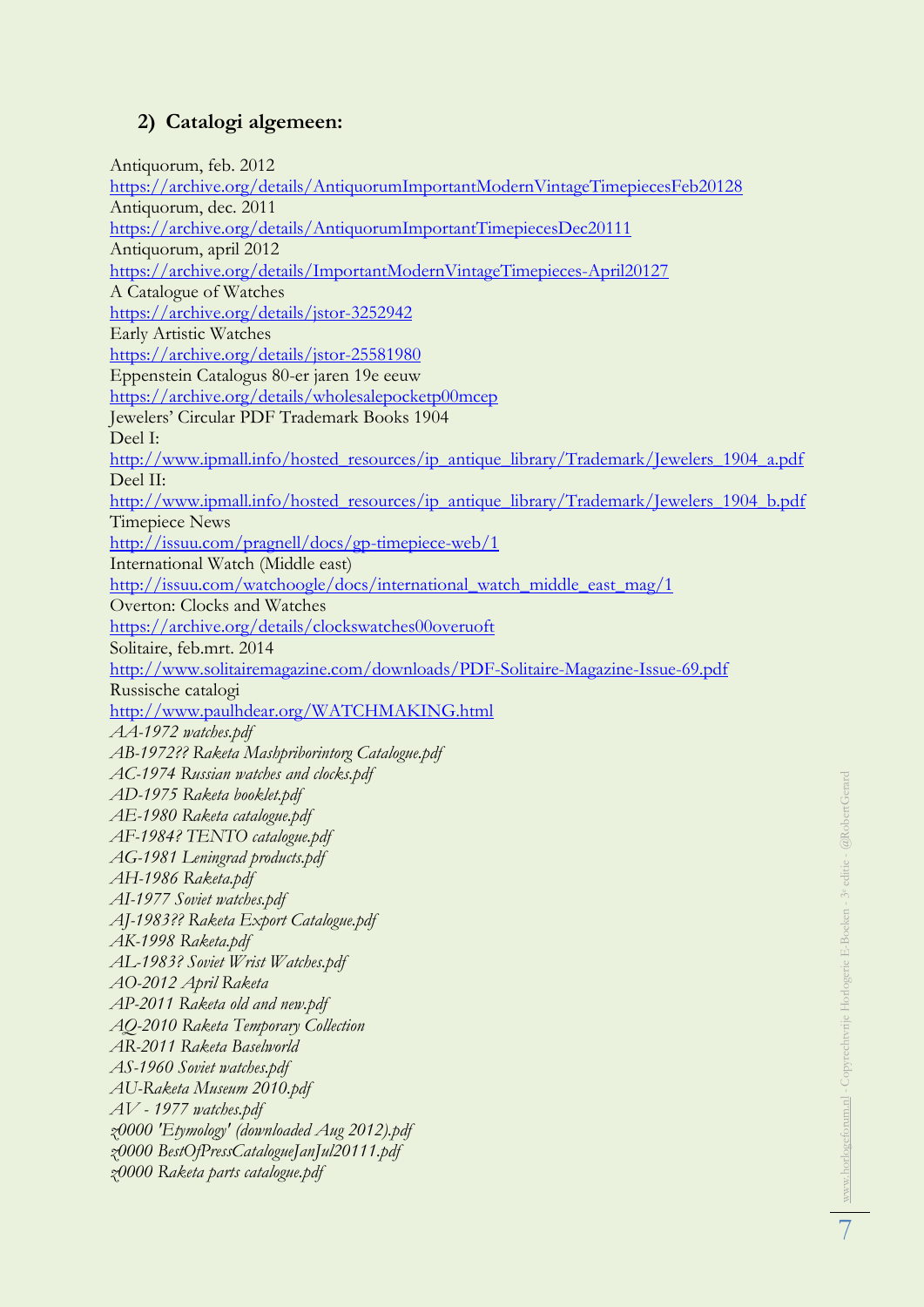## 2) Catalogi algemeen:

Antiquorum, feb. 2012
https://archive.org/details/AntiquorumImportantModernVintageTimepiecesFeb20128
Antiquorum, dec. 2011
https://archive.org/details/AntiquorumImportantTimepiecesDec20111
Antiquorum, april 2012
https://archive.org/details/ImportantModernVintageTimepieces-April20127
A Catalogue of Watches
https://archive.org/details/jstor-3252942
Early Artistic Watches
https://archive.org/details/jstor-25581980
Eppenstein Catalogus 80-er jaren 19e eeuw
https://archive.org/details/wholesalepocketp00mcep
Jewelers' Circular PDF Trademark Books 1904
Deel I:
http://www.ipmall.info/hosted_resources/ip_antique_library/Trademark/Jewelers_1904_a.pdf
Deel II:
http://www.ipmall.info/hosted_resources/ip_antique_library/Trademark/Jewelers_1904_b.pdf
Timepiece News
http://issuu.com/pragnell/docs/gp-timepiece-web/1
International Watch (Middle east)
http://issuu.com/watchoogle/docs/international_watch_middle_east_mag/1
Overton: Clocks and Watches
https://archive.org/details/clockswatches00overuoft
Solitaire, feb.mrt. 2014
http://www.solitairemagazine.com/downloads/PDF-Solitaire-Magazine-Issue-69.pdf
Russische catalogi
http://www.paulhdear.org/WATCHMAKING.html
*AA-1972 watches.pdf*
*AB-1972?? Raketa Mashpriborintorg Catalogue.pdf*
*AC-1974 Russian watches and clocks.pdf*
*AD-1975 Raketa booklet.pdf*
*AE-1980 Raketa catalogue.pdf*
*AF-1984? TENTO catalogue.pdf*
*AG-1981 Leningrad products.pdf*
*AH-1986 Raketa.pdf*
*AI-1977 Soviet watches.pdf*
*AJ-1983?? Raketa Export Catalogue.pdf*
*AK-1998 Raketa.pdf*
*AL-1983? Soviet Wrist Watches.pdf*
*AO-2012 April Raketa*
*AP-2011 Raketa old and new.pdf*
*AQ-2010 Raketa Temporary Collection*
*AR-2011 Raketa Baselworld*
*AS-1960 Soviet watches.pdf*
*AU-Raketa Museum 2010.pdf*
*AV - 1977 watches.pdf*
*z0000 'Etymology' (downloaded Aug 2012).pdf*
*z0000 BestOfPressCatalogueJanJul20111.pdf*
*z0000 Raketa parts catalogue.pdf*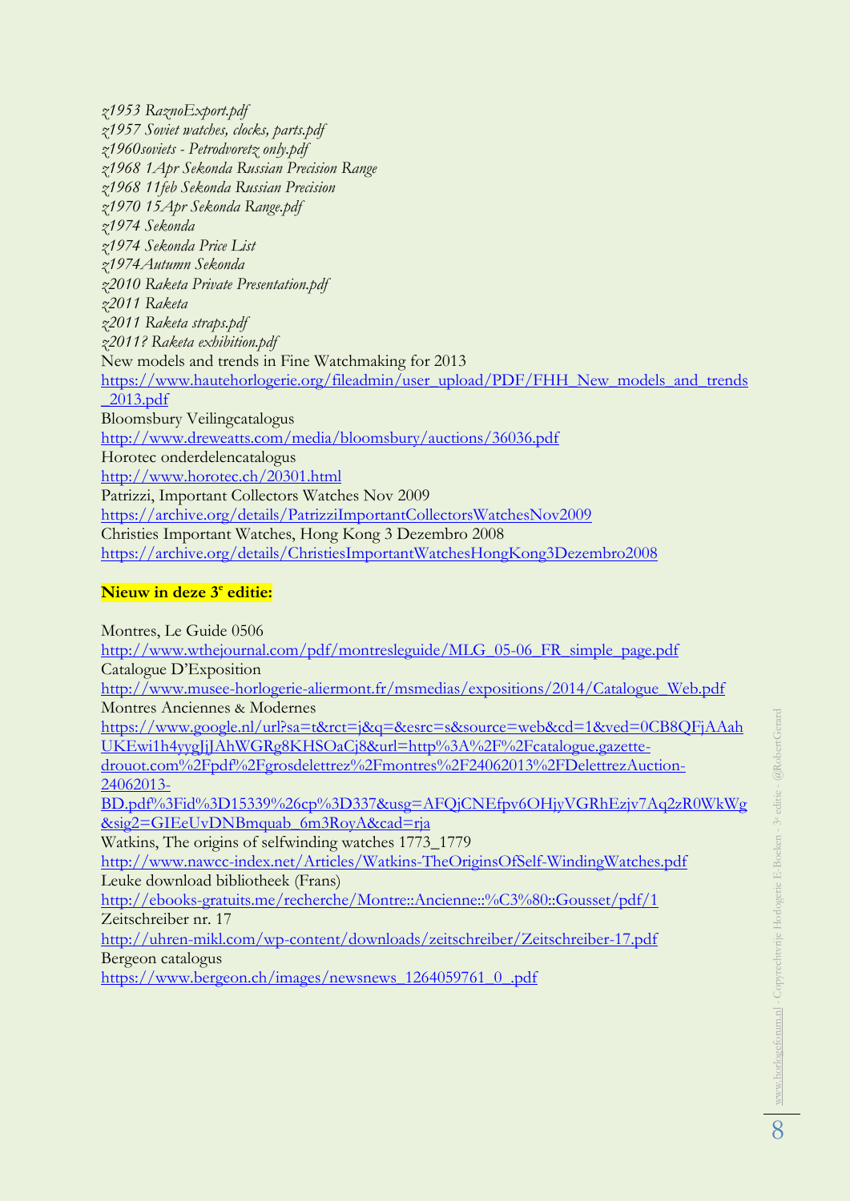*z1953 RaznoExport.pdf*
*z1957 Soviet watches, clocks, parts.pdf*
*z1960soviets - Petrodvoretz only.pdf*
*z1968 1Apr Sekonda Russian Precision Range*
*z1968 11feb Sekonda Russian Precision*
*z1970 15Apr Sekonda Range.pdf*
*z1974 Sekonda*
*z1974 Sekonda Price List*
*z1974Autumn Sekonda*
*z2010 Raketa Private Presentation.pdf*
*z2011 Raketa*
*z2011 Raketa straps.pdf*
*z2011? Raketa exhibition.pdf*
New models and trends in Fine Watchmaking for 2013
https://www.hautehorlogerie.org/fileadmin/user_upload/PDF/FHH_New_models_and_trends_2013.pdf
Bloomsbury Veilingcatalogus
http://www.dreweatts.com/media/bloomsbury/auctions/36036.pdf
Horotec onderdelencatalogus
http://www.horotec.ch/20301.html
Patrizzi, Important Collectors Watches Nov 2009
https://archive.org/details/PatrizziImportantCollectorsWatchesNov2009
Christies Important Watches, Hong Kong 3 Dezembro 2008
https://archive.org/details/ChristiesImportantWatchesHongKong3Dezembro2008

**Nieuw in deze 3e editie:**

Montres, Le Guide 0506
http://www.wthejournal.com/pdf/montresleguide/MLG_05-06_FR_simple_page.pdf
Catalogue D'Exposition
http://www.musee-horlogerie-aliermont.fr/msmedias/expositions/2014/Catalogue_Web.pdf
Montres Anciennes & Modernes
https://www.google.nl/url?sa=t&rct=j&q=&esrc=s&source=web&cd=1&ved=0CB8QFjAAahUKEwi1h4yygJjJAhWGRg8KHSOaCj8&url=http%3A%2F%2Fcatalogue.gazette-drouot.com%2Fpdf%2Fgrosdelettrez%2Fmontres%2F24062013%2FDelettrezAuction-24062013-BD.pdf%3Fid%3D15339%26cp%3D337&usg=AFQjCNEfpv6OHjyVGRhEzjv7Aq2zR0WkWg&sig2=GIEeUvDNBmquab_6m3RoyA&cad=rja
Watkins, The origins of selfwinding watches 1773_1779
http://www.nawcc-index.net/Articles/Watkins-TheOriginsOfSelf-WindingWatches.pdf
Leuke download bibliotheek (Frans)
http://ebooks-gratuits.me/recherche/Montre::Ancienne::%C3%80::Gousset/pdf/1
Zeitschreiber nr. 17
http://uhren-mikl.com/wp-content/downloads/zeitschreiber/Zeitschreiber-17.pdf
Bergeon catalogus
https://www.bergeon.ch/images/newsnews_1264059761_0_.pdf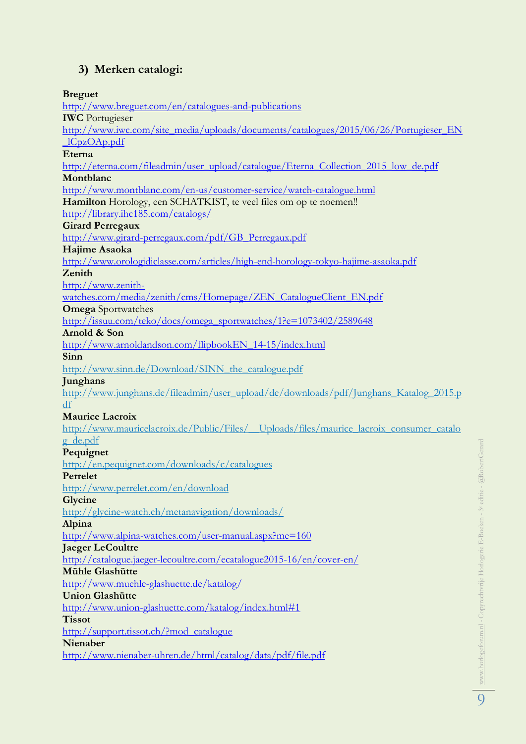### 3) Merken catalogi:

**Breguet**
http://www.breguet.com/en/catalogues-and-publications
**IWC** Portugieser
http://www.iwc.com/site_media/uploads/documents/catalogues/2015/06/26/Portugieser_EN_lCpzOAp.pdf
**Eterna**
http://eterna.com/fileadmin/user_upload/catalogue/Eterna_Collection_2015_low_de.pdf
**Montblanc**
http://www.montblanc.com/en-us/customer-service/watch-catalogue.html
**Hamilton** Horology, een SCHATKIST, te veel files om op te noemen!!
http://library.ihc185.com/catalogs/
**Girard Perregaux**
http://www.girard-perregaux.com/pdf/GB_Perregaux.pdf
**Hajime Asaoka**
http://www.orologidiclasse.com/articles/high-end-horology-tokyo-hajime-asaoka.pdf
**Zenith**
http://www.zenith-watches.com/media/zenith/cms/Homepage/ZEN_CatalogueClient_EN.pdf
**Omega** Sportwatches
http://issuu.com/teko/docs/omega_sportwatches/1?e=1073402/2589648
**Arnold & Son**
http://www.arnoldandson.com/flipbookEN_14-15/index.html
**Sinn**
http://www.sinn.de/Download/SINN_the_catalogue.pdf
**Junghans**
http://www.junghans.de/fileadmin/user_upload/de/downloads/pdf/Junghans_Katalog_2015.pdf
**Maurice Lacroix**
http://www.mauricelacroix.de/Public/Files/__Uploads/files/maurice_lacroix_consumer_catalog_de.pdf
**Pequignet**
http://en.pequignet.com/downloads/c/catalogues
**Perrelet**
http://www.perrelet.com/en/download
**Glycine**
http://glycine-watch.ch/metanavigation/downloads/
**Alpina**
http://www.alpina-watches.com/user-manual.aspx?me=160
**Jaeger LeCoultre**
http://catalogue.jaeger-lecoultre.com/ecatalogue2015-16/en/cover-en/
**Mühle Glashütte**
http://www.muehle-glashuette.de/katalog/
**Union Glashütte**
http://www.union-glashuette.com/katalog/index.html#1
**Tissot**
http://support.tissot.ch/?mod_catalogue
**Nienaber**
http://www.nienaber-uhren.de/html/catalog/data/pdf/file.pdf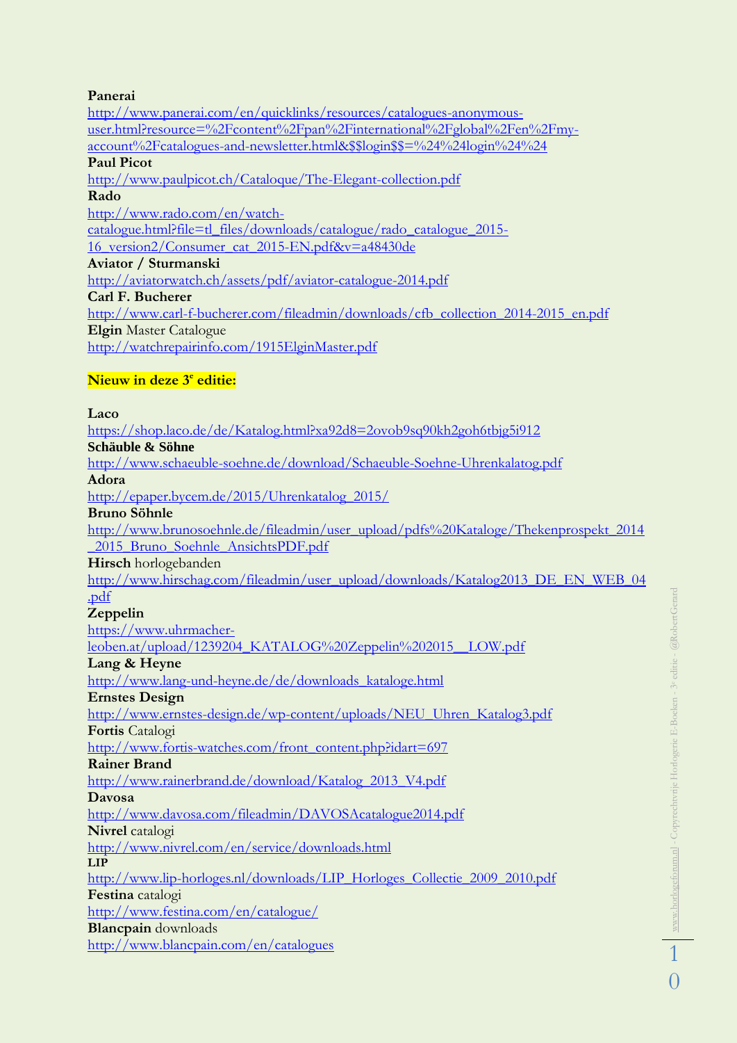**Panerai**
http://www.panerai.com/en/quicklinks/resources/catalogues-anonymous-user.html?resource=%2Fcontent%2Fpan%2Finternational%2Fglobal%2Fen%2Fmy-account%2Fcatalogues-and-newsletter.html&$$login$$=%24%24login%24%24
**Paul Picot**
http://www.paulpicot.ch/Cataloque/The-Elegant-collection.pdf
**Rado**
http://www.rado.com/en/watch-catalogue.html?file=tl_files/downloads/catalogue/rado_catalogue_2015-16_version2/Consumer_cat_2015-EN.pdf&v=a48430de
**Aviator / Sturmanski**
http://aviatorwatch.ch/assets/pdf/aviator-catalogue-2014.pdf
**Carl F. Bucherer**
http://www.carl-f-bucherer.com/fileadmin/downloads/cfb_collection_2014-2015_en.pdf
**Elgin** Master Catalogue
http://watchrepairinfo.com/1915ElginMaster.pdf

**Nieuw in deze 3e editie:**

**Laco**
https://shop.laco.de/de/Katalog.html?xa92d8=2ovob9sq90kh2goh6tbjg5i912
**Schäuble & Söhne**
http://www.schaeuble-soehne.de/download/Schaeuble-Soehne-Uhrenkalatog.pdf
**Adora**
http://epaper.bycem.de/2015/Uhrenkatalog_2015/
**Bruno Söhnle**
http://www.brunosoehnle.de/fileadmin/user_upload/pdfs%20Kataloge/Thekenprospekt_2014_2015_Bruno_Soehnle_AnsichtsPDF.pdf
**Hirsch** horlogebanden
http://www.hirschag.com/fileadmin/user_upload/downloads/Katalog2013_DE_EN_WEB_04.pdf
**Zeppelin**
https://www.uhrmacher-leoben.at/upload/1239204_KATALOG%20Zeppelin%202015__LOW.pdf
**Lang & Heyne**
http://www.lang-und-heyne.de/de/downloads_kataloge.html
**Ernstes Design**
http://www.ernstes-design.de/wp-content/uploads/NEU_Uhren_Katalog3.pdf
**Fortis** Catalogi
http://www.fortis-watches.com/front_content.php?idart=697
**Rainer Brand**
http://www.rainerbrand.de/download/Katalog_2013_V4.pdf
**Davosa**
http://www.davosa.com/fileadmin/DAVOSAcatalogue2014.pdf
**Nivrel** catalogi
http://www.nivrel.com/en/service/downloads.html
**LIP**
http://www.lip-horloges.nl/downloads/LIP_Horloges_Collectie_2009_2010.pdf
**Festina** catalogi
http://www.festina.com/en/catalogue/
**Blancpain** downloads
http://www.blancpain.com/en/catalogues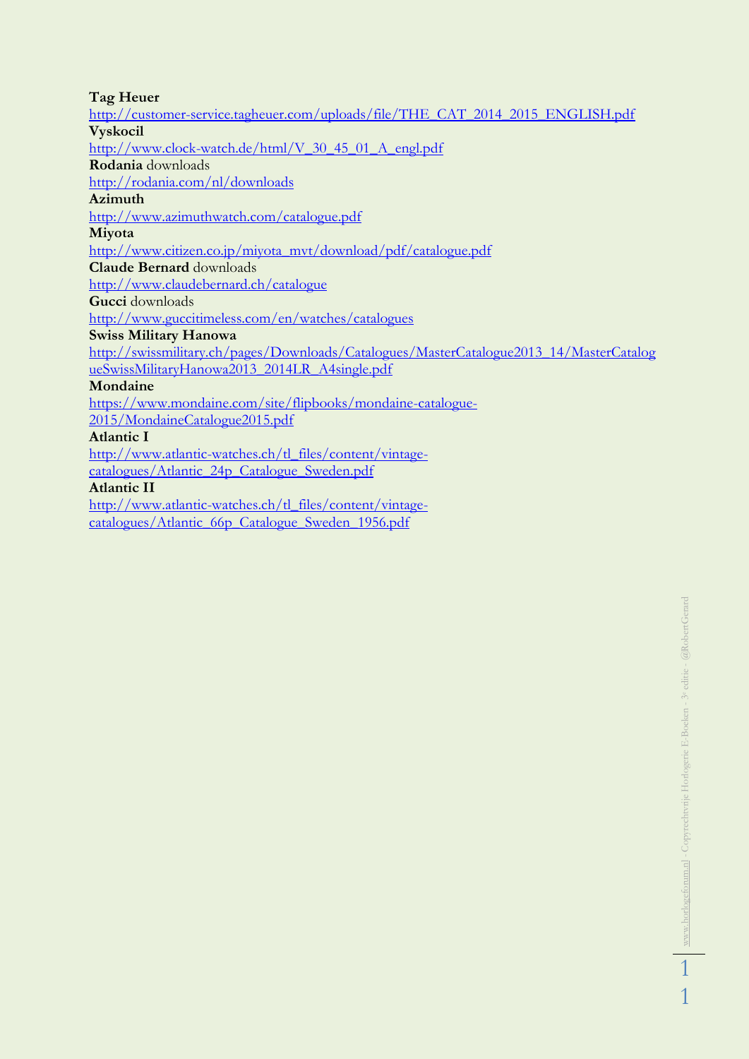**Tag Heuer**
http://customer-service.tagheuer.com/uploads/file/THE_CAT_2014_2015_ENGLISH.pdf
**Vyskocil**
http://www.clock-watch.de/html/V_30_45_01_A_engl.pdf
**Rodania** downloads
http://rodania.com/nl/downloads
**Azimuth**
http://www.azimuthwatch.com/catalogue.pdf
**Miyota**
http://www.citizen.co.jp/miyota_mvt/download/pdf/catalogue.pdf
**Claude Bernard** downloads
http://www.claudebernard.ch/catalogue
**Gucci** downloads
http://www.guccitimeless.com/en/watches/catalogues
**Swiss Military Hanowa**
http://swissmilitary.ch/pages/Downloads/Catalogues/MasterCatalogue2013_14/MasterCatalogueSwissMilitaryHanowa2013_2014LR_A4single.pdf
**Mondaine**
https://www.mondaine.com/site/flipbooks/mondaine-catalogue-2015/MondaineCatalogue2015.pdf
**Atlantic I**
http://www.atlantic-watches.ch/tl_files/content/vintage-catalogues/Atlantic_24p_Catalogue_Sweden.pdf
**Atlantic II**
http://www.atlantic-watches.ch/tl_files/content/vintage-catalogues/Atlantic_66p_Catalogue_Sweden_1956.pdf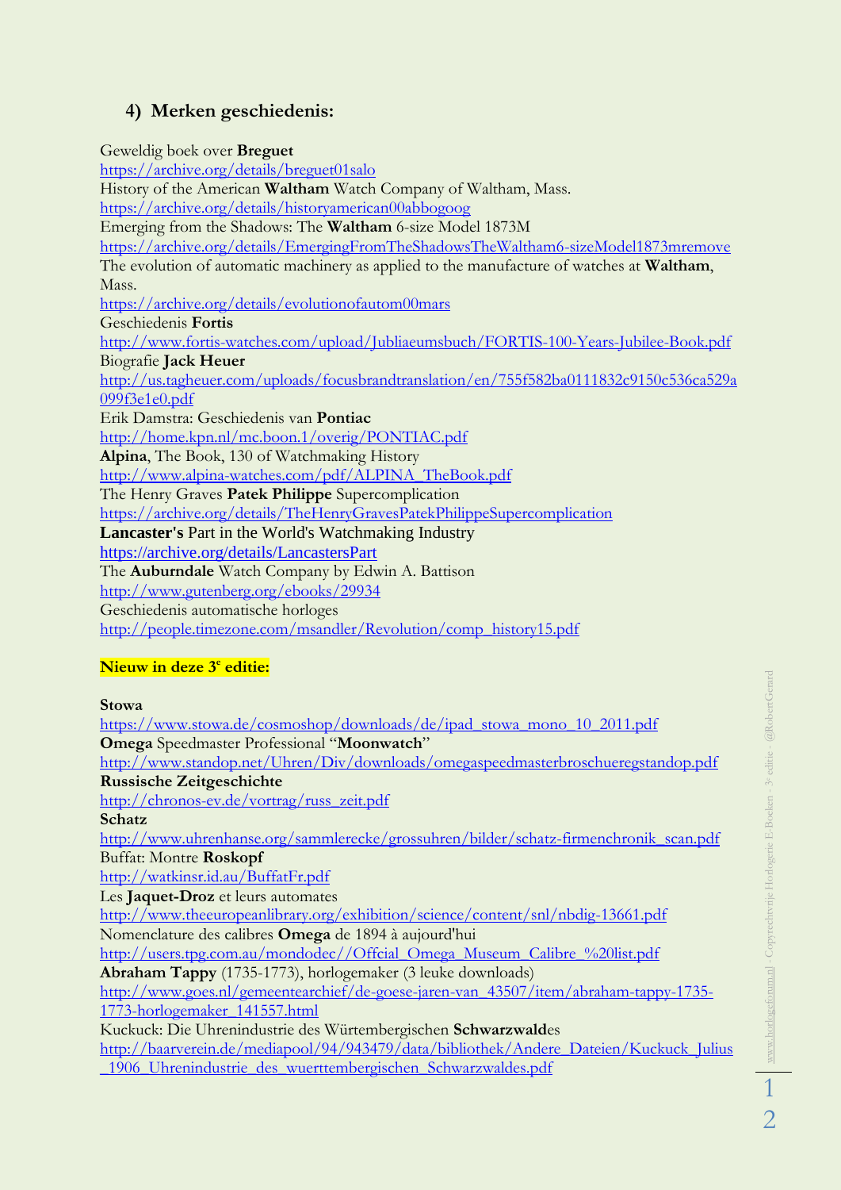## 4) Merken geschiedenis:

Geweldig boek over **Breguet**
https://archive.org/details/breguet01salo
History of the American **Waltham** Watch Company of Waltham, Mass.
https://archive.org/details/historyamerican00abbogoog
Emerging from the Shadows: The **Waltham** 6-size Model 1873M
https://archive.org/details/EmergingFromTheShadowsTheWaltham6-sizeModel1873mremove
The evolution of automatic machinery as applied to the manufacture of watches at **Waltham**, Mass.
https://archive.org/details/evolutionofautom00mars
Geschiedenis **Fortis**
http://www.fortis-watches.com/upload/Jubliaeumsbuch/FORTIS-100-Years-Jubilee-Book.pdf
Biografie **Jack Heuer**
http://us.tagheuer.com/uploads/focusbrandtranslation/en/755f582ba0111832c9150c536ca529a099f3e1e0.pdf
Erik Damstra: Geschiedenis van **Pontiac**
http://home.kpn.nl/mc.boon.1/overig/PONTIAC.pdf
**Alpina**, The Book, 130 of Watchmaking History
http://www.alpina-watches.com/pdf/ALPINA_TheBook.pdf
The Henry Graves **Patek Philippe** Supercomplication
https://archive.org/details/TheHenryGravesPatekPhilippeSupercomplication
**Lancaster's** Part in the World's Watchmaking Industry
https://archive.org/details/LancastersPart
The **Auburndale** Watch Company by Edwin A. Battison
http://www.gutenberg.org/ebooks/29934
Geschiedenis automatische horloges
http://people.timezone.com/msandler/Revolution/comp_history15.pdf

**Nieuw in deze 3e editie:**

**Stowa**
https://www.stowa.de/cosmoshop/downloads/de/ipad_stowa_mono_10_2011.pdf
**Omega** Speedmaster Professional "**Moonwatch**"
http://www.standop.net/Uhren/Div/downloads/omegaspeedmasterbroschueregstandop.pdf
**Russische Zeitgeschichte**
http://chronos-ev.de/vortrag/russ_zeit.pdf
**Schatz**
http://www.uhrenhanse.org/sammlerecke/grossuhren/bilder/schatz-firmenchronik_scan.pdf
Buffat: Montre **Roskopf**
http://watkinsr.id.au/BuffatFr.pdf
Les **Jaquet-Droz** et leurs automates
http://www.theeuropeanlibrary.org/exhibition/science/content/snl/nbdig-13661.pdf
Nomenclature des calibres **Omega** de 1894 à aujourd'hui
http://users.tpg.com.au/mondodec//Offcial_Omega_Museum_Calibre_%20list.pdf
**Abraham Tappy** (1735-1773), horlogemaker (3 leuke downloads)
http://www.goes.nl/gemeentearchief/de-goese-jaren-van_43507/item/abraham-tappy-1735-1773-horlogemaker_141557.html
Kuckuck: Die Uhrenindustrie des Würtembergischen **Schwarzwald**es
http://baarverein.de/mediapool/94/943479/data/bibliothek/Andere_Dateien/Kuckuck_Julius_1906_Uhrenindustrie_des_wuerttembergischen_Schwarzwaldes.pdf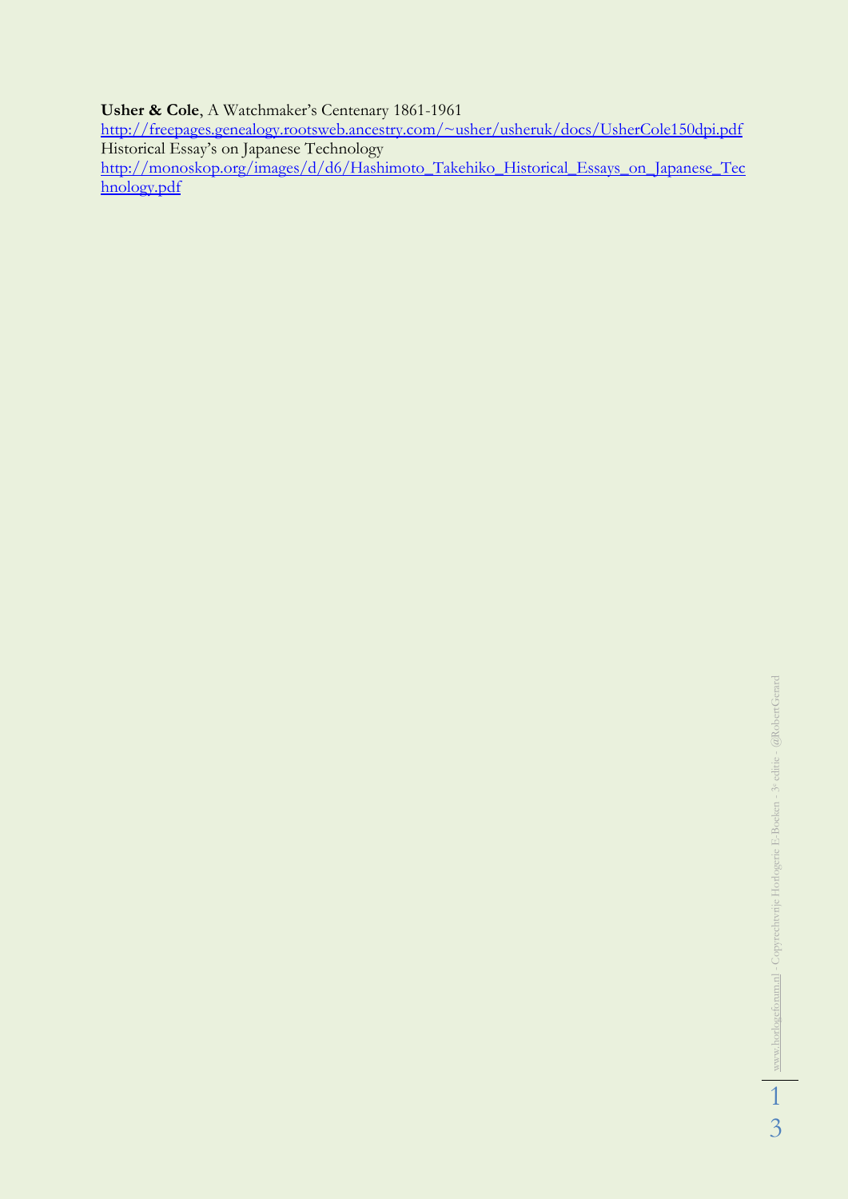**Usher & Cole**, A Watchmaker's Centenary 1861-1961
http://freepages.genealogy.rootsweb.ancestry.com/~usher/usheruk/docs/UsherCole150dpi.pdf
Historical Essay's on Japanese Technology
http://monoskop.org/images/d/d6/Hashimoto_Takehiko_Historical_Essays_on_Japanese_Technology.pdf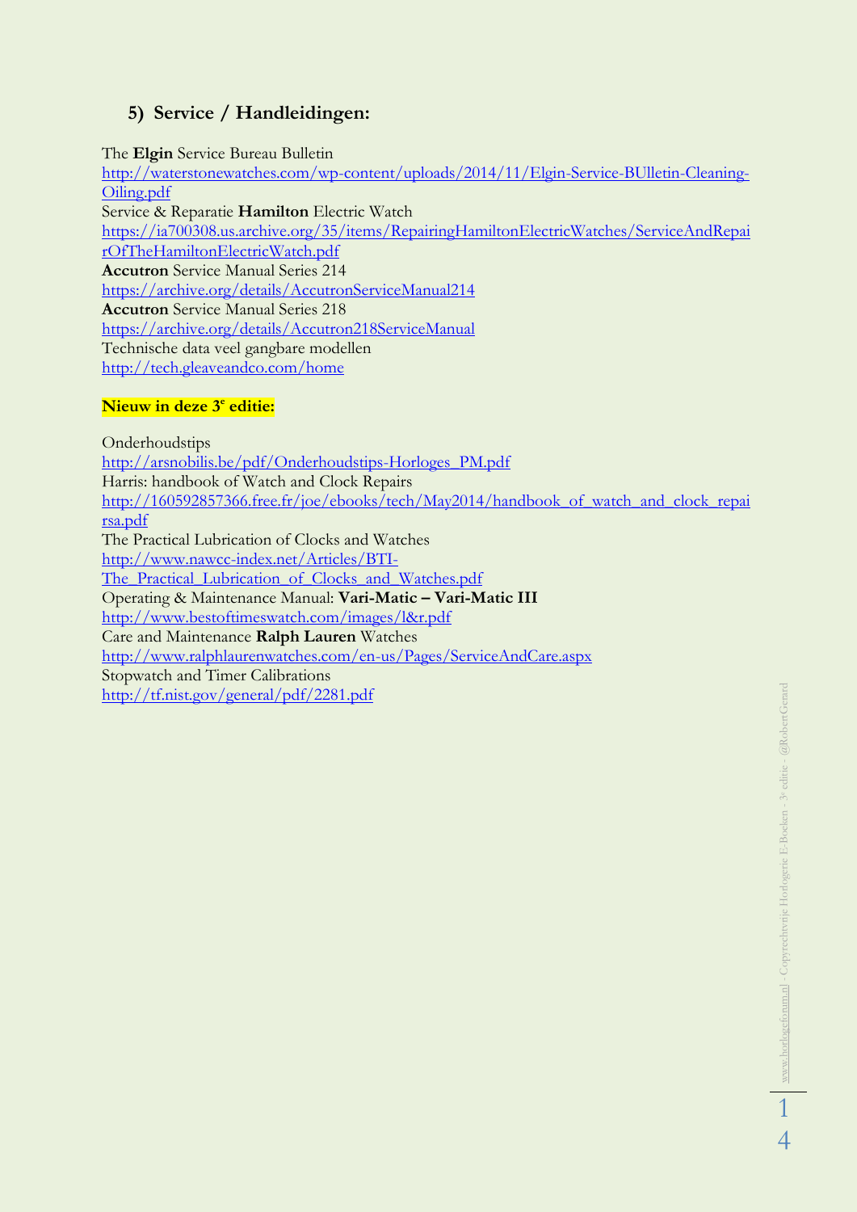## 5) Service / Handleidingen:

The **Elgin** Service Bureau Bulletin
http://waterstonewatches.com/wp-content/uploads/2014/11/Elgin-Service-BUlletin-Cleaning-Oiling.pdf
Service & Reparatie **Hamilton** Electric Watch
https://ia700308.us.archive.org/35/items/RepairingHamiltonElectricWatches/ServiceAndRepairOfTheHamiltonElectricWatch.pdf
**Accutron** Service Manual Series 214
https://archive.org/details/AccutronServiceManual214
**Accutron** Service Manual Series 218
https://archive.org/details/Accutron218ServiceManual
Technische data veel gangbare modellen
http://tech.gleaveandco.com/home

**Nieuw in deze 3e editie:**

Onderhoudstips
http://arsnobilis.be/pdf/Onderhoudstips-Horloges_PM.pdf
Harris: handbook of Watch and Clock Repairs
http://160592857366.free.fr/joe/ebooks/tech/May2014/handbook_of_watch_and_clock_repairsa.pdf
The Practical Lubrication of Clocks and Watches
http://www.nawcc-index.net/Articles/BTI-The_Practical_Lubrication_of_Clocks_and_Watches.pdf
Operating & Maintenance Manual: **Vari-Matic – Vari-Matic III**
http://www.bestoftimeswatch.com/images/l&r.pdf
Care and Maintenance **Ralph Lauren** Watches
http://www.ralphlaurenwatches.com/en-us/Pages/ServiceAndCare.aspx
Stopwatch and Timer Calibrations
http://tf.nist.gov/general/pdf/2281.pdf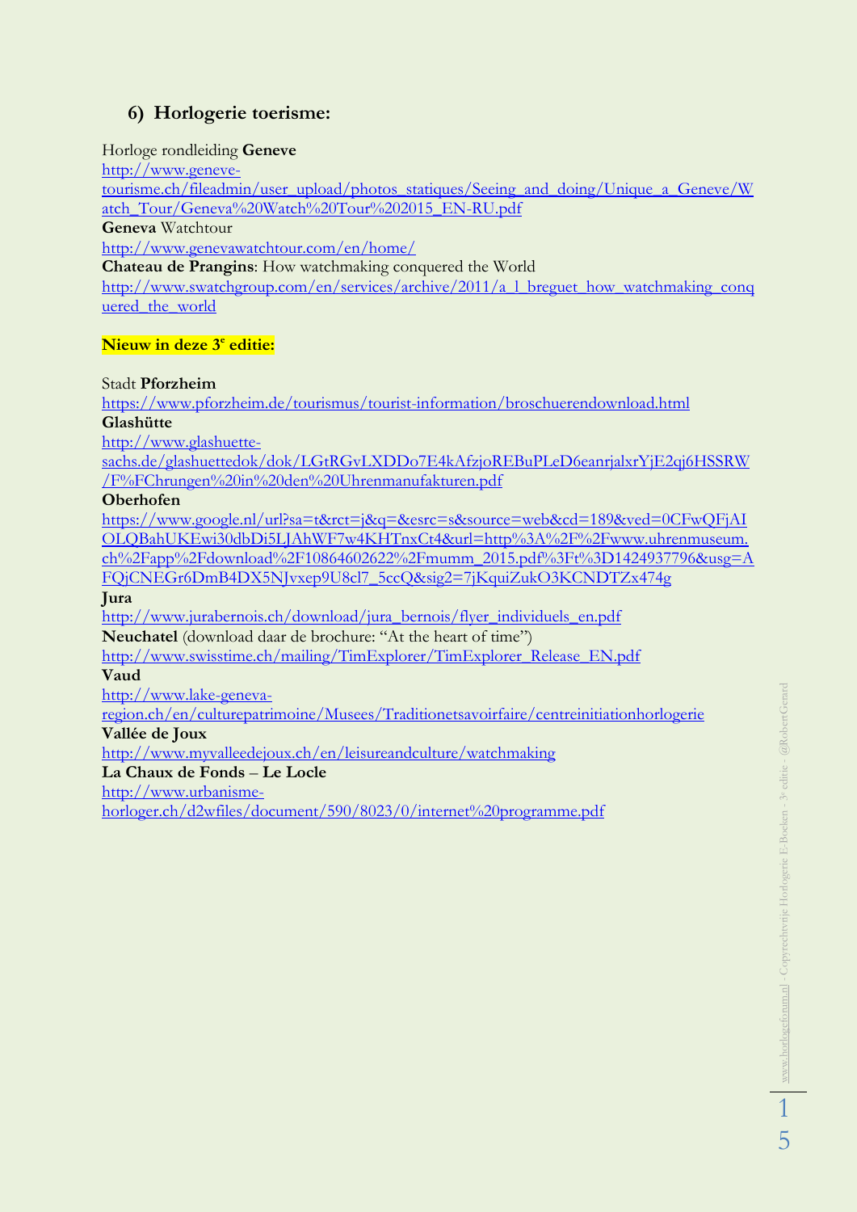## 6) Horlogerie toerisme:

Horloge rondleiding **Geneve**
http://www.geneve-tourisme.ch/fileadmin/user_upload/photos_statiques/Seeing_and_doing/Unique_a_Geneve/Watch_Tour/Geneva%20Watch%20Tour%202015_EN-RU.pdf
**Geneva** Watchtour
http://www.genevawatchtour.com/en/home/
**Chateau de Prangins**: How watchmaking conquered the World
http://www.swatchgroup.com/en/services/archive/2011/a_l_breguet_how_watchmaking_conquered_the_world

**Nieuw in deze 3e editie:**

Stadt **Pforzheim**
https://www.pforzheim.de/tourismus/tourist-information/broschuerendownload.html
**Glashütte**
http://www.glashuette-sachs.de/glashuettedok/dok/LGtRGvLXDDo7E4kAfzjoREBuPLeD6eanrjalxrYjE2qj6HSSRW/F%FChrungen%20in%20den%20Uhrenmanufakturen.pdf
**Oberhofen**
https://www.google.nl/url?sa=t&rct=j&q=&esrc=s&source=web&cd=189&ved=0CFwQFjAIOLQBahUKEwi30dbDi5LJAhWF7w4KHTnxCt4&url=http%3A%2F%2Fwww.uhrenmuseum.ch%2Fapp%2Fdownload%2F10864602622%2Fmumm_2015.pdf%3Ft%3D1424937796&usg=AFQjCNEGr6DmB4DX5NJvxep9U8cl7_5ccQ&sig2=7jKquiZukO3KCNDTZx474g
**Jura**
http://www.jurabernois.ch/download/jura_bernois/flyer_individuels_en.pdf
**Neuchatel** (download daar de brochure: "At the heart of time")
http://www.swisstime.ch/mailing/TimExplorer/TimExplorer_Release_EN.pdf
**Vaud**
http://www.lake-geneva-region.ch/en/culturepatrimoine/Musees/Traditionetsavoirfaire/centreinitiationhorlogerie
**Vallée de Joux**
http://www.myvalleedejoux.ch/en/leisureandculture/watchmaking
**La Chaux de Fonds – Le Locle**
http://www.urbanisme-horloger.ch/d2wfiles/document/590/8023/0/internet%20programme.pdf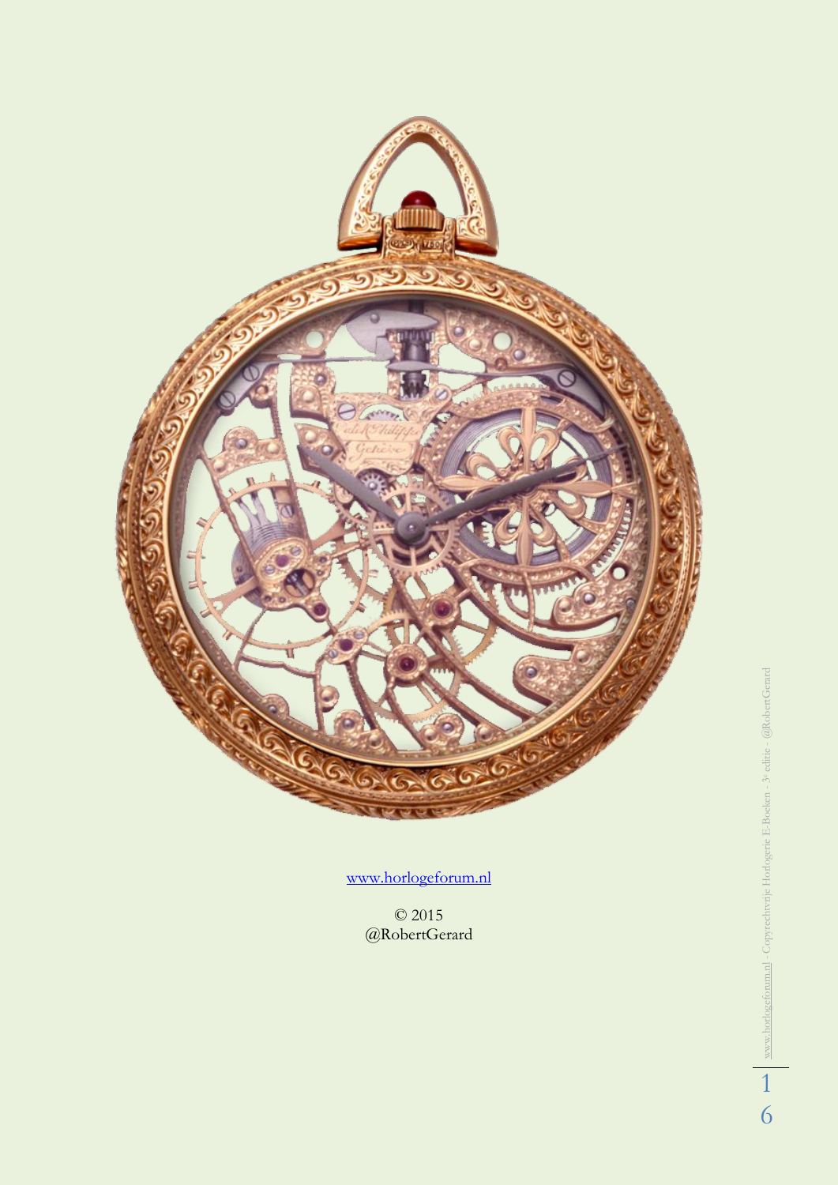www.horlogeforum.nl

© 2015
@RobertGerard